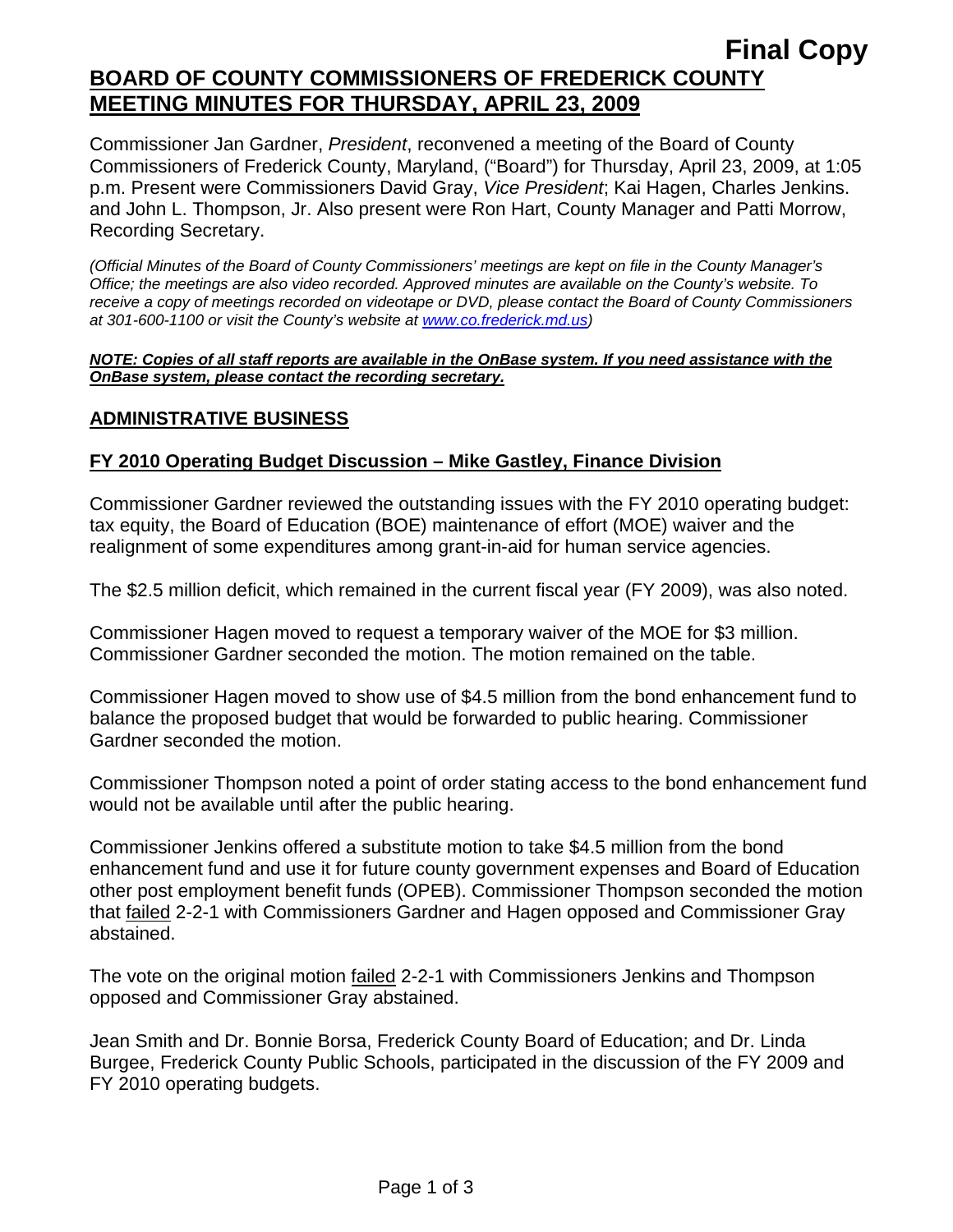**Final Copy**

# BOARD OF COUNTY COMMISSIONERS OF FREDERICK COUNTY MEETING MINUTES FOR THURSDAY, APRIL 23, 2009

Commissioner Jan Gardner, *President*, reconvened a meeting of the Board of County Commissioners of Frederick County, Maryland, ("Board") for Thursday, April 23, 2009, at 1:05 p.m. Present were Commissioners David Gray, *Vice President*; Kai Hagen, Charles Jenkins. and John L. Thompson, Jr. Also present were Ron Hart, County Manager and Patti Morrow, Recording Secretary.

*(Official Minutes of the Board of County Commissioners' meetings are kept on file in the County Manager's Office; the meetings are also video recorded. Approved minutes are available on the County's website. To receive a copy of meetings recorded on videotape or DVD, please contact the Board of County Commissioners at 301-600-1100 or visit the County's website at www.co.frederick.md.us)*

***NOTE: Copies of all staff reports are available in the OnBase system. If you need assistance with the OnBase system, please contact the recording secretary.***

## ADMINISTRATIVE BUSINESS

### FY 2010 Operating Budget Discussion – Mike Gastley, Finance Division

Commissioner Gardner reviewed the outstanding issues with the FY 2010 operating budget: tax equity, the Board of Education (BOE) maintenance of effort (MOE) waiver and the realignment of some expenditures among grant-in-aid for human service agencies.

The $2.5 million deficit, which remained in the current fiscal year (FY 2009), was also noted.

Commissioner Hagen moved to request a temporary waiver of the MOE for $3 million. Commissioner Gardner seconded the motion. The motion remained on the table.

Commissioner Hagen moved to show use of $4.5 million from the bond enhancement fund to balance the proposed budget that would be forwarded to public hearing. Commissioner Gardner seconded the motion.

Commissioner Thompson noted a point of order stating access to the bond enhancement fund would not be available until after the public hearing.

Commissioner Jenkins offered a substitute motion to take $4.5 million from the bond enhancement fund and use it for future county government expenses and Board of Education other post employment benefit funds (OPEB). Commissioner Thompson seconded the motion that failed 2-2-1 with Commissioners Gardner and Hagen opposed and Commissioner Gray abstained.

The vote on the original motion failed 2-2-1 with Commissioners Jenkins and Thompson opposed and Commissioner Gray abstained.

Jean Smith and Dr. Bonnie Borsa, Frederick County Board of Education; and Dr. Linda Burgee, Frederick County Public Schools, participated in the discussion of the FY 2009 and FY 2010 operating budgets.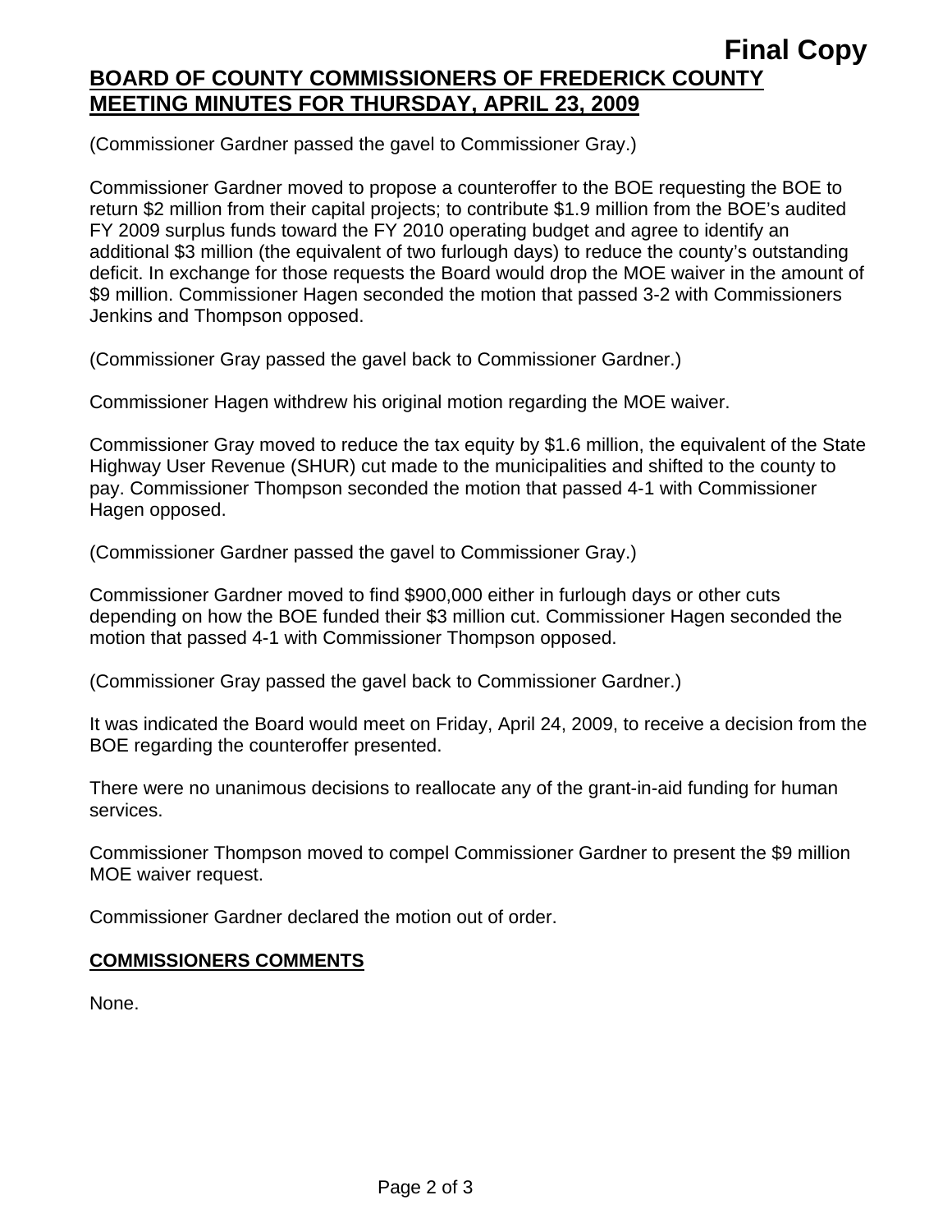(Commissioner Gardner passed the gavel to Commissioner Gray.)

Commissioner Gardner moved to propose a counteroffer to the BOE requesting the BOE to return $2 million from their capital projects; to contribute $1.9 million from the BOE's audited FY 2009 surplus funds toward the FY 2010 operating budget and agree to identify an additional $3 million (the equivalent of two furlough days) to reduce the county's outstanding deficit. In exchange for those requests the Board would drop the MOE waiver in the amount of $9 million. Commissioner Hagen seconded the motion that passed 3-2 with Commissioners Jenkins and Thompson opposed.

(Commissioner Gray passed the gavel back to Commissioner Gardner.)

Commissioner Hagen withdrew his original motion regarding the MOE waiver.

Commissioner Gray moved to reduce the tax equity by $1.6 million, the equivalent of the State Highway User Revenue (SHUR) cut made to the municipalities and shifted to the county to pay. Commissioner Thompson seconded the motion that passed 4-1 with Commissioner Hagen opposed.

(Commissioner Gardner passed the gavel to Commissioner Gray.)

Commissioner Gardner moved to find $900,000 either in furlough days or other cuts depending on how the BOE funded their $3 million cut. Commissioner Hagen seconded the motion that passed 4-1 with Commissioner Thompson opposed.

(Commissioner Gray passed the gavel back to Commissioner Gardner.)

It was indicated the Board would meet on Friday, April 24, 2009, to receive a decision from the BOE regarding the counteroffer presented.

There were no unanimous decisions to reallocate any of the grant-in-aid funding for human services.

Commissioner Thompson moved to compel Commissioner Gardner to present the $9 million MOE waiver request.

Commissioner Gardner declared the motion out of order.

## COMMISSIONERS COMMENTS

None.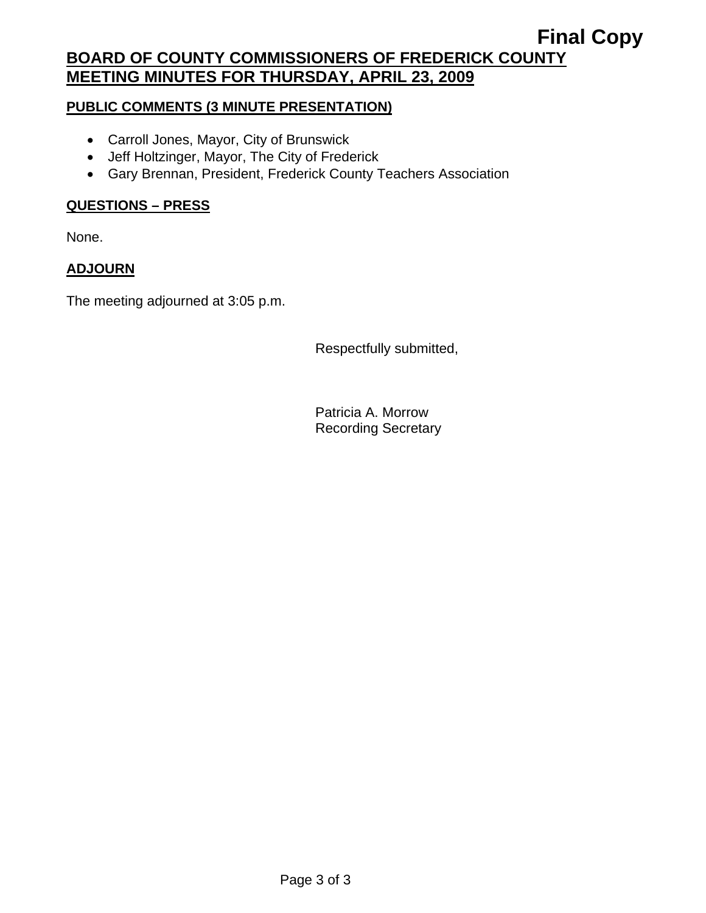Final Copy

**BOARD OF COUNTY COMMISSIONERS OF FREDERICK COUNTY**
**MEETING MINUTES FOR THURSDAY, APRIL 23, 2009**

## PUBLIC COMMENTS (3 MINUTE PRESENTATION)

- Carroll Jones, Mayor, City of Brunswick
- Jeff Holtzinger, Mayor, The City of Frederick
- Gary Brennan, President, Frederick County Teachers Association

## QUESTIONS – PRESS

None.

## ADJOURN

The meeting adjourned at 3:05 p.m.

Respectfully submitted,

Patricia A. Morrow
Recording Secretary